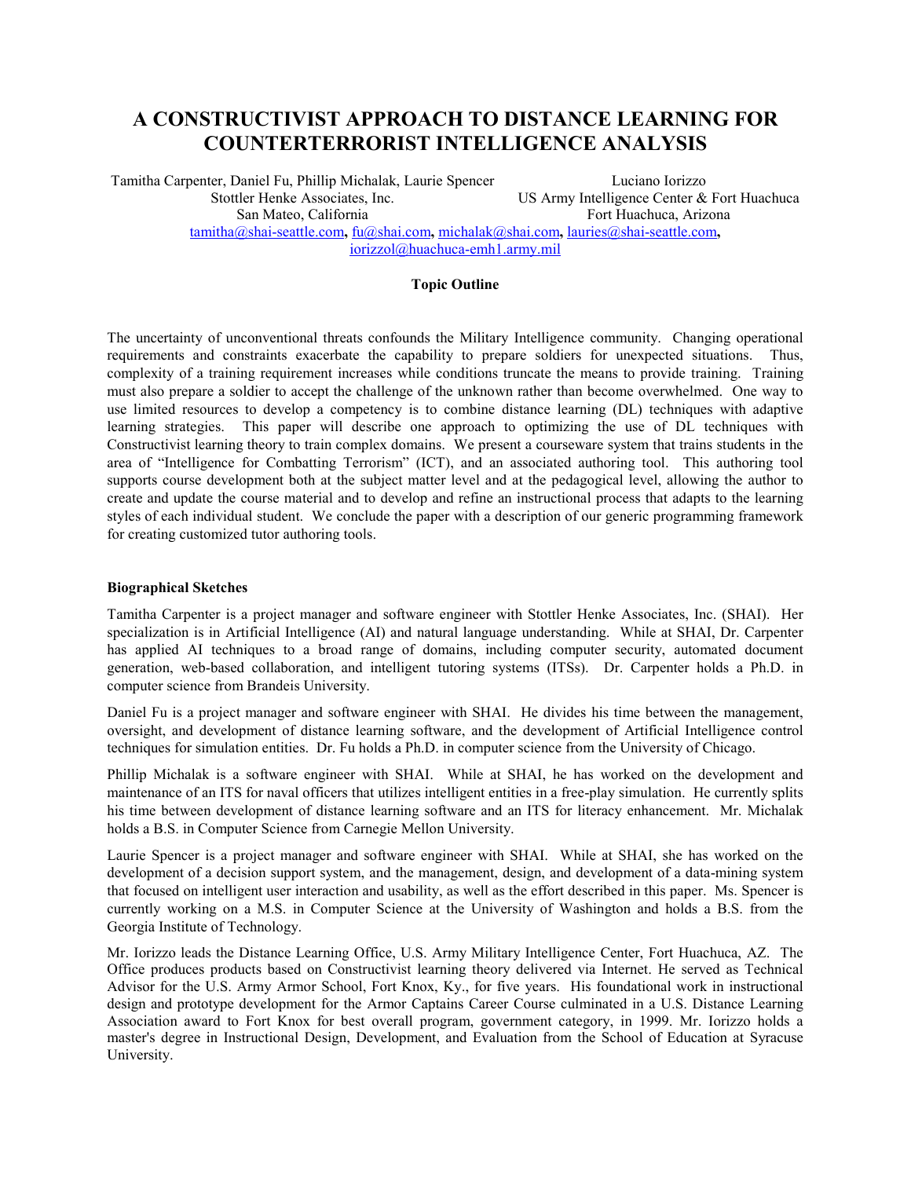# A CONSTRUCTIVIST APPROACH TO DISTANCE LEARNING FOR COUNTERTERRORIST INTELLIGENCE ANALYSIS

Tamitha Carpenter, Daniel Fu, Phillip Michalak, Laurie Spencer
Stottler Henke Associates, Inc.
San Mateo, California

Luciano Iorizzo
US Army Intelligence Center & Fort Huachuca
Fort Huachuca, Arizona

tamitha@shai-seattle.com, fu@shai.com, michalak@shai.com, lauries@shai-seattle.com, iorizzol@huachuca-emh1.army.mil

**Topic Outline**

The uncertainty of unconventional threats confounds the Military Intelligence community. Changing operational requirements and constraints exacerbate the capability to prepare soldiers for unexpected situations. Thus, complexity of a training requirement increases while conditions truncate the means to provide training. Training must also prepare a soldier to accept the challenge of the unknown rather than become overwhelmed. One way to use limited resources to develop a competency is to combine distance learning (DL) techniques with adaptive learning strategies. This paper will describe one approach to optimizing the use of DL techniques with Constructivist learning theory to train complex domains. We present a courseware system that trains students in the area of "Intelligence for Combatting Terrorism" (ICT), and an associated authoring tool. This authoring tool supports course development both at the subject matter level and at the pedagogical level, allowing the author to create and update the course material and to develop and refine an instructional process that adapts to the learning styles of each individual student. We conclude the paper with a description of our generic programming framework for creating customized tutor authoring tools.

**Biographical Sketches**

Tamitha Carpenter is a project manager and software engineer with Stottler Henke Associates, Inc. (SHAI). Her specialization is in Artificial Intelligence (AI) and natural language understanding. While at SHAI, Dr. Carpenter has applied AI techniques to a broad range of domains, including computer security, automated document generation, web-based collaboration, and intelligent tutoring systems (ITSs). Dr. Carpenter holds a Ph.D. in computer science from Brandeis University.

Daniel Fu is a project manager and software engineer with SHAI. He divides his time between the management, oversight, and development of distance learning software, and the development of Artificial Intelligence control techniques for simulation entities. Dr. Fu holds a Ph.D. in computer science from the University of Chicago.

Phillip Michalak is a software engineer with SHAI. While at SHAI, he has worked on the development and maintenance of an ITS for naval officers that utilizes intelligent entities in a free-play simulation. He currently splits his time between development of distance learning software and an ITS for literacy enhancement. Mr. Michalak holds a B.S. in Computer Science from Carnegie Mellon University.

Laurie Spencer is a project manager and software engineer with SHAI. While at SHAI, she has worked on the development of a decision support system, and the management, design, and development of a data-mining system that focused on intelligent user interaction and usability, as well as the effort described in this paper. Ms. Spencer is currently working on a M.S. in Computer Science at the University of Washington and holds a B.S. from the Georgia Institute of Technology.

Mr. Iorizzo leads the Distance Learning Office, U.S. Army Military Intelligence Center, Fort Huachuca, AZ. The Office produces products based on Constructivist learning theory delivered via Internet. He served as Technical Advisor for the U.S. Army Armor School, Fort Knox, Ky., for five years. His foundational work in instructional design and prototype development for the Armor Captains Career Course culminated in a U.S. Distance Learning Association award to Fort Knox for best overall program, government category, in 1999. Mr. Iorizzo holds a master's degree in Instructional Design, Development, and Evaluation from the School of Education at Syracuse University.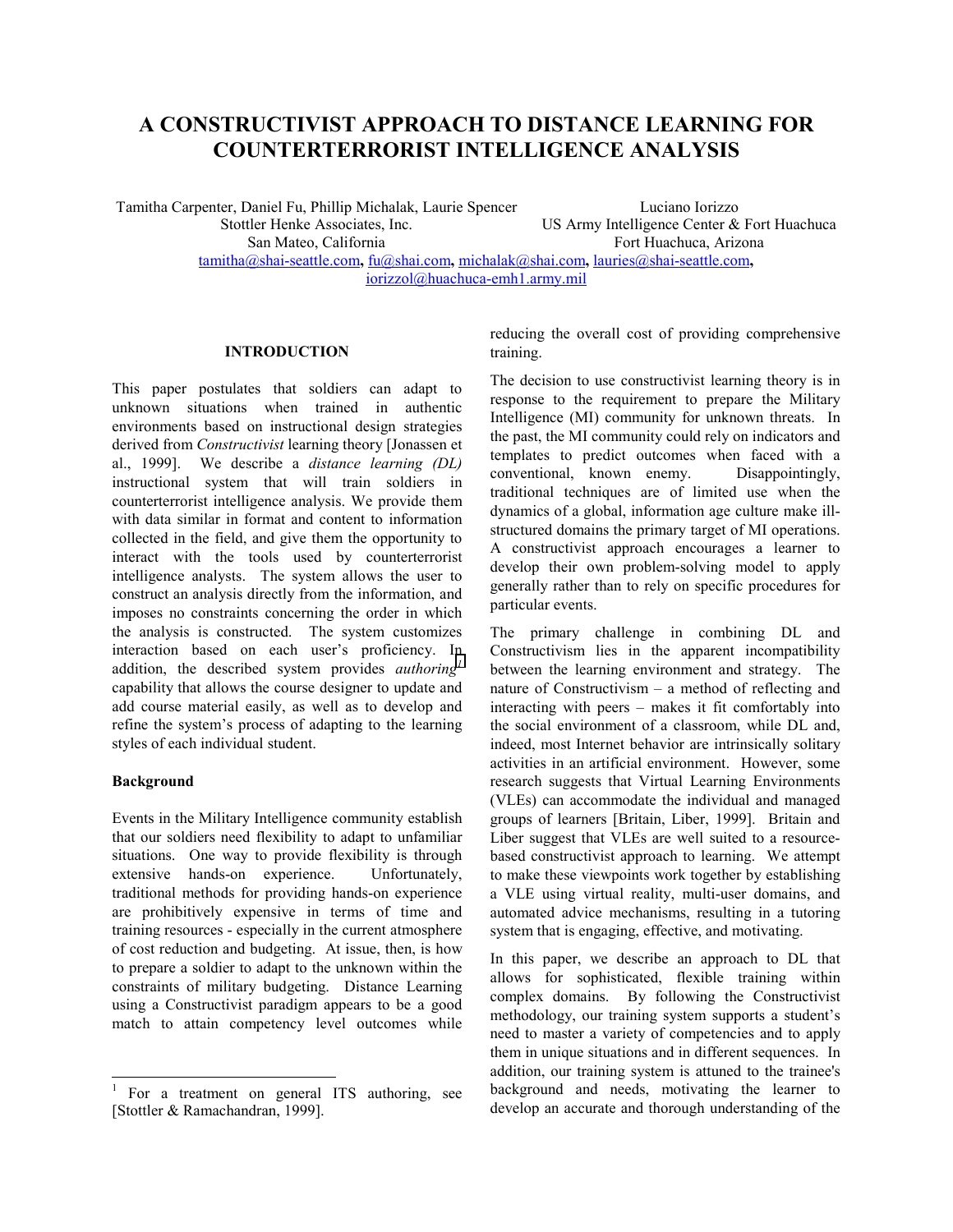# A CONSTRUCTIVIST APPROACH TO DISTANCE LEARNING FOR COUNTERTERRORIST INTELLIGENCE ANALYSIS

Tamitha Carpenter, Daniel Fu, Phillip Michalak, Laurie Spencer
Stottler Henke Associates, Inc.
San Mateo, California

Luciano Iorizzo
US Army Intelligence Center & Fort Huachuca
Fort Huachuca, Arizona

tamitha@shai-seattle.com, fu@shai.com, michalak@shai.com, lauries@shai-seattle.com, iorizzol@huachuca-emh1.army.mil

## INTRODUCTION

This paper postulates that soldiers can adapt to unknown situations when trained in authentic environments based on instructional design strategies derived from *Constructivist* learning theory [Jonassen et al., 1999]. We describe a *distance learning (DL)* instructional system that will train soldiers in counterterrorist intelligence analysis. We provide them with data similar in format and content to information collected in the field, and give them the opportunity to interact with the tools used by counterterrorist intelligence analysts. The system allows the user to construct an analysis directly from the information, and imposes no constraints concerning the order in which the analysis is constructed. The system customizes interaction based on each user's proficiency. In addition, the described system provides *authoring*[1] capability that allows the course designer to update and add course material easily, as well as to develop and refine the system's process of adapting to the learning styles of each individual student.

### Background

Events in the Military Intelligence community establish that our soldiers need flexibility to adapt to unfamiliar situations. One way to provide flexibility is through extensive hands-on experience. Unfortunately, traditional methods for providing hands-on experience are prohibitively expensive in terms of time and training resources - especially in the current atmosphere of cost reduction and budgeting. At issue, then, is how to prepare a soldier to adapt to the unknown within the constraints of military budgeting. Distance Learning using a Constructivist paradigm appears to be a good match to attain competency level outcomes while reducing the overall cost of providing comprehensive training.

The decision to use constructivist learning theory is in response to the requirement to prepare the Military Intelligence (MI) community for unknown threats. In the past, the MI community could rely on indicators and templates to predict outcomes when faced with a conventional, known enemy. Disappointingly, traditional techniques are of limited use when the dynamics of a global, information age culture make ill-structured domains the primary target of MI operations. A constructivist approach encourages a learner to develop their own problem-solving model to apply generally rather than to rely on specific procedures for particular events.

The primary challenge in combining DL and Constructivism lies in the apparent incompatibility between the learning environment and strategy. The nature of Constructivism – a method of reflecting and interacting with peers – makes it fit comfortably into the social environment of a classroom, while DL and, indeed, most Internet behavior are intrinsically solitary activities in an artificial environment. However, some research suggests that Virtual Learning Environments (VLEs) can accommodate the individual and managed groups of learners [Britain, Liber, 1999]. Britain and Liber suggest that VLEs are well suited to a resource-based constructivist approach to learning. We attempt to make these viewpoints work together by establishing a VLE using virtual reality, multi-user domains, and automated advice mechanisms, resulting in a tutoring system that is engaging, effective, and motivating.

In this paper, we describe an approach to DL that allows for sophisticated, flexible training within complex domains. By following the Constructivist methodology, our training system supports a student's need to master a variety of competencies and to apply them in unique situations and in different sequences. In addition, our training system is attuned to the trainee's background and needs, motivating the learner to develop an accurate and thorough understanding of the

[1] For a treatment on general ITS authoring, see [Stottler & Ramachandran, 1999].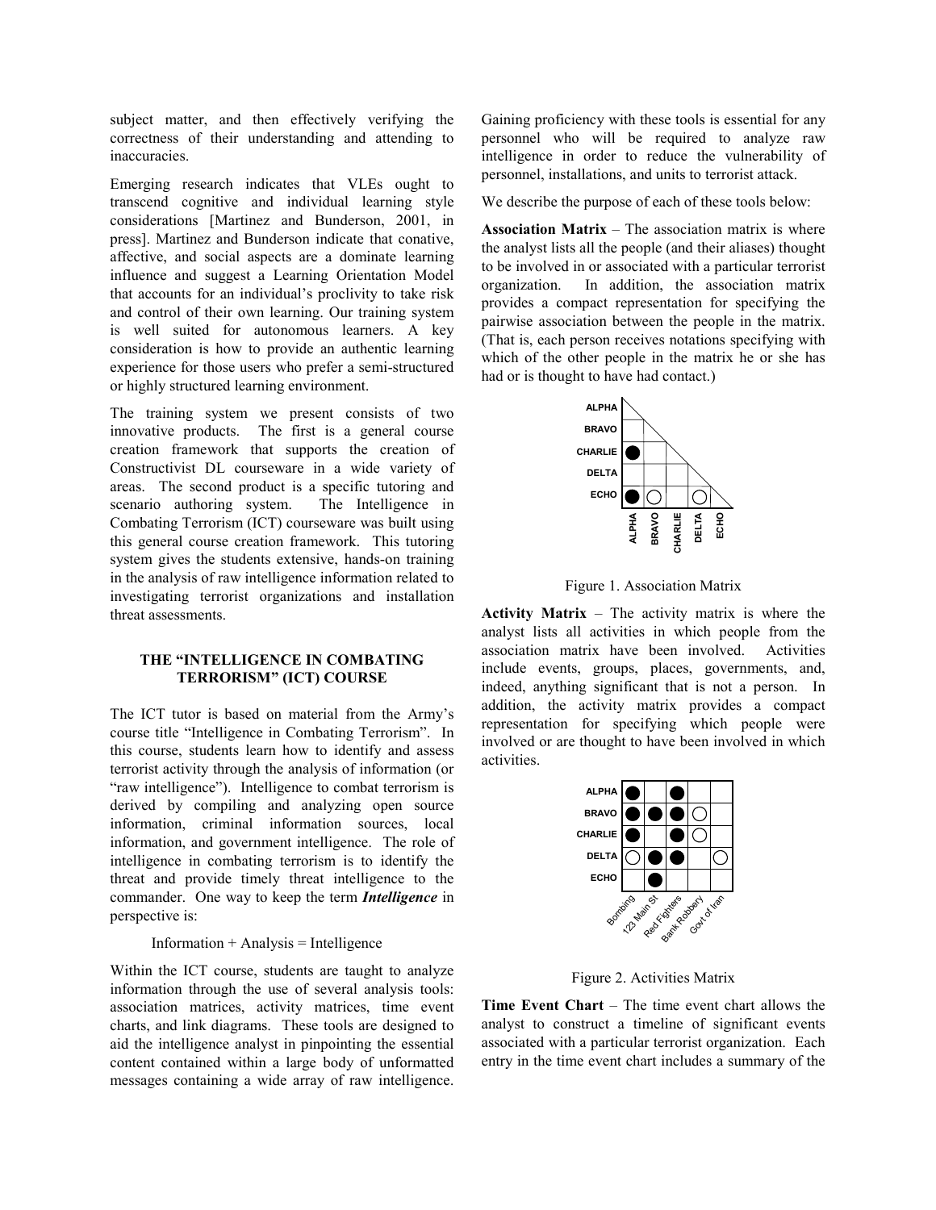subject matter, and then effectively verifying the correctness of their understanding and attending to inaccuracies.

Emerging research indicates that VLEs ought to transcend cognitive and individual learning style considerations [Martinez and Bunderson, 2001, in press]. Martinez and Bunderson indicate that conative, affective, and social aspects are a dominate learning influence and suggest a Learning Orientation Model that accounts for an individual's proclivity to take risk and control of their own learning. Our training system is well suited for autonomous learners. A key consideration is how to provide an authentic learning experience for those users who prefer a semi-structured or highly structured learning environment.

The training system we present consists of two innovative products. The first is a general course creation framework that supports the creation of Constructivist DL courseware in a wide variety of areas. The second product is a specific tutoring and scenario authoring system. The Intelligence in Combating Terrorism (ICT) courseware was built using this general course creation framework. This tutoring system gives the students extensive, hands-on training in the analysis of raw intelligence information related to investigating terrorist organizations and installation threat assessments.

## THE "INTELLIGENCE IN COMBATING TERRORISM" (ICT) COURSE

The ICT tutor is based on material from the Army's course title "Intelligence in Combating Terrorism". In this course, students learn how to identify and assess terrorist activity through the analysis of information (or "raw intelligence"). Intelligence to combat terrorism is derived by compiling and analyzing open source information, criminal information sources, local information, and government intelligence. The role of intelligence in combating terrorism is to identify the threat and provide timely threat intelligence to the commander. One way to keep the term ***Intelligence*** in perspective is:

Information + Analysis = Intelligence

Within the ICT course, students are taught to analyze information through the use of several analysis tools: association matrices, activity matrices, time event charts, and link diagrams. These tools are designed to aid the intelligence analyst in pinpointing the essential content contained within a large body of unformatted messages containing a wide array of raw intelligence. Gaining proficiency with these tools is essential for any personnel who will be required to analyze raw intelligence in order to reduce the vulnerability of personnel, installations, and units to terrorist attack.

We describe the purpose of each of these tools below:

**Association Matrix** – The association matrix is where the analyst lists all the people (and their aliases) thought to be involved in or associated with a particular terrorist organization. In addition, the association matrix provides a compact representation for specifying the pairwise association between the people in the matrix. (That is, each person receives notations specifying with which of the other people in the matrix he or she has had or is thought to have had contact.)

| | ALPHA | BRAVO | CHARLIE | DELTA | ECHO |
|---|---|---|---|---|---|
| ALPHA | | | | | |
| BRAVO | | | | | |
| CHARLIE | ● | | | | |
| DELTA | | | | | |
| ECHO | ● | ○ | | ○ | |

Figure 1. Association Matrix

**Activity Matrix** – The activity matrix is where the analyst lists all activities in which people from the association matrix have been involved. Activities include events, groups, places, governments, and, indeed, anything significant that is not a person. In addition, the activity matrix provides a compact representation for specifying which people were involved or are thought to have been involved in which activities.

| | Bombing | 123 Main St | Red Fighters | Bank Robbery | Govt of Iran |
|---|---|---|---|---|---|
| ALPHA | ● | | ● | | |
| BRAVO | ● | ● | ● | ○ | |
| CHARLIE | ● | | ● | ○ | |
| DELTA | ○ | ● | ● | | ○ |
| ECHO | | ● | | | |

Figure 2. Activities Matrix

**Time Event Chart** – The time event chart allows the analyst to construct a timeline of significant events associated with a particular terrorist organization. Each entry in the time event chart includes a summary of the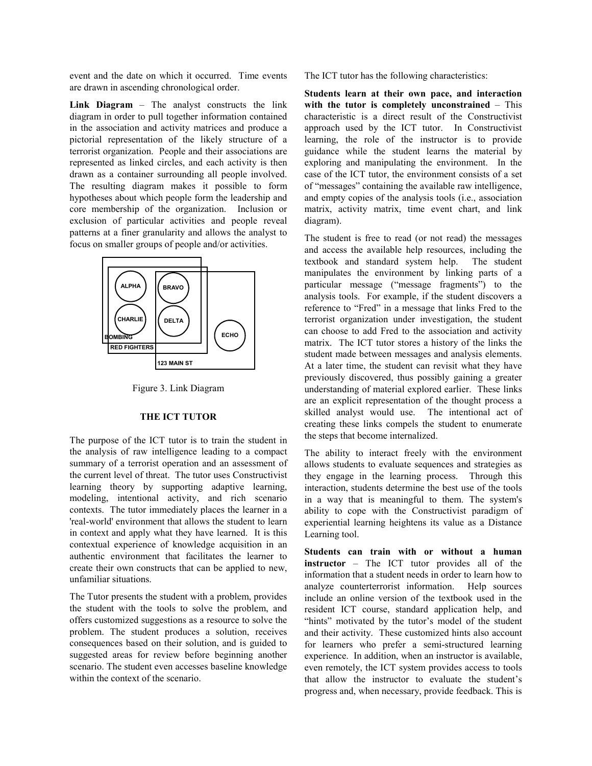event and the date on which it occurred. Time events are drawn in ascending chronological order.

**Link Diagram** – The analyst constructs the link diagram in order to pull together information contained in the association and activity matrices and produce a pictorial representation of the likely structure of a terrorist organization. People and their associations are represented as linked circles, and each activity is then drawn as a container surrounding all people involved. The resulting diagram makes it possible to form hypotheses about which people form the leadership and core membership of the organization. Inclusion or exclusion of particular activities and people reveal patterns at a finer granularity and allows the analyst to focus on smaller groups of people and/or activities.

Figure 3. Link Diagram

## THE ICT TUTOR

The purpose of the ICT tutor is to train the student in the analysis of raw intelligence leading to a compact summary of a terrorist operation and an assessment of the current level of threat. The tutor uses Constructivist learning theory by supporting adaptive learning, modeling, intentional activity, and rich scenario contexts. The tutor immediately places the learner in a 'real-world' environment that allows the student to learn in context and apply what they have learned. It is this contextual experience of knowledge acquisition in an authentic environment that facilitates the learner to create their own constructs that can be applied to new, unfamiliar situations.

The Tutor presents the student with a problem, provides the student with the tools to solve the problem, and offers customized suggestions as a resource to solve the problem. The student produces a solution, receives consequences based on their solution, and is guided to suggested areas for review before beginning another scenario. The student even accesses baseline knowledge within the context of the scenario.

The ICT tutor has the following characteristics:

**Students learn at their own pace, and interaction with the tutor is completely unconstrained** – This characteristic is a direct result of the Constructivist approach used by the ICT tutor. In Constructivist learning, the role of the instructor is to provide guidance while the student learns the material by exploring and manipulating the environment. In the case of the ICT tutor, the environment consists of a set of "messages" containing the available raw intelligence, and empty copies of the analysis tools (i.e., association matrix, activity matrix, time event chart, and link diagram).

The student is free to read (or not read) the messages and access the available help resources, including the textbook and standard system help. The student manipulates the environment by linking parts of a particular message ("message fragments") to the analysis tools. For example, if the student discovers a reference to "Fred" in a message that links Fred to the terrorist organization under investigation, the student can choose to add Fred to the association and activity matrix. The ICT tutor stores a history of the links the student made between messages and analysis elements. At a later time, the student can revisit what they have previously discovered, thus possibly gaining a greater understanding of material explored earlier. These links are an explicit representation of the thought process a skilled analyst would use. The intentional act of creating these links compels the student to enumerate the steps that become internalized.

The ability to interact freely with the environment allows students to evaluate sequences and strategies as they engage in the learning process. Through this interaction, students determine the best use of the tools in a way that is meaningful to them. The system's ability to cope with the Constructivist paradigm of experiential learning heightens its value as a Distance Learning tool.

**Students can train with or without a human instructor** – The ICT tutor provides all of the information that a student needs in order to learn how to analyze counterterrorist information. Help sources include an online version of the textbook used in the resident ICT course, standard application help, and "hints" motivated by the tutor's model of the student and their activity. These customized hints also account for learners who prefer a semi-structured learning experience. In addition, when an instructor is available, even remotely, the ICT system provides access to tools that allow the instructor to evaluate the student's progress and, when necessary, provide feedback. This is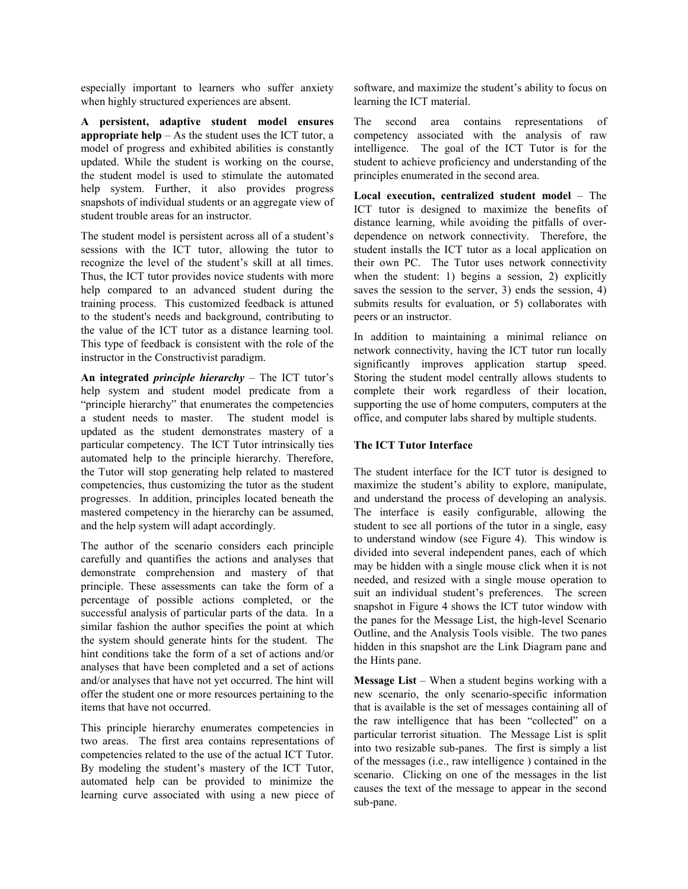especially important to learners who suffer anxiety when highly structured experiences are absent.

**A persistent, adaptive student model ensures appropriate help** – As the student uses the ICT tutor, a model of progress and exhibited abilities is constantly updated. While the student is working on the course, the student model is used to stimulate the automated help system. Further, it also provides progress snapshots of individual students or an aggregate view of student trouble areas for an instructor.

The student model is persistent across all of a student's sessions with the ICT tutor, allowing the tutor to recognize the level of the student's skill at all times. Thus, the ICT tutor provides novice students with more help compared to an advanced student during the training process. This customized feedback is attuned to the student's needs and background, contributing to the value of the ICT tutor as a distance learning tool. This type of feedback is consistent with the role of the instructor in the Constructivist paradigm.

**An integrated *principle hierarchy*** – The ICT tutor's help system and student model predicate from a "principle hierarchy" that enumerates the competencies a student needs to master. The student model is updated as the student demonstrates mastery of a particular competency. The ICT Tutor intrinsically ties automated help to the principle hierarchy. Therefore, the Tutor will stop generating help related to mastered competencies, thus customizing the tutor as the student progresses. In addition, principles located beneath the mastered competency in the hierarchy can be assumed, and the help system will adapt accordingly.

The author of the scenario considers each principle carefully and quantifies the actions and analyses that demonstrate comprehension and mastery of that principle. These assessments can take the form of a percentage of possible actions completed, or the successful analysis of particular parts of the data. In a similar fashion the author specifies the point at which the system should generate hints for the student. The hint conditions take the form of a set of actions and/or analyses that have been completed and a set of actions and/or analyses that have not yet occurred. The hint will offer the student one or more resources pertaining to the items that have not occurred.

This principle hierarchy enumerates competencies in two areas. The first area contains representations of competencies related to the use of the actual ICT Tutor. By modeling the student's mastery of the ICT Tutor, automated help can be provided to minimize the learning curve associated with using a new piece of software, and maximize the student's ability to focus on learning the ICT material.

The second area contains representations of competency associated with the analysis of raw intelligence. The goal of the ICT Tutor is for the student to achieve proficiency and understanding of the principles enumerated in the second area.

**Local execution, centralized student model** – The ICT tutor is designed to maximize the benefits of distance learning, while avoiding the pitfalls of over-dependence on network connectivity. Therefore, the student installs the ICT tutor as a local application on their own PC. The Tutor uses network connectivity when the student: 1) begins a session, 2) explicitly saves the session to the server, 3) ends the session, 4) submits results for evaluation, or 5) collaborates with peers or an instructor.

In addition to maintaining a minimal reliance on network connectivity, having the ICT tutor run locally significantly improves application startup speed. Storing the student model centrally allows students to complete their work regardless of their location, supporting the use of home computers, computers at the office, and computer labs shared by multiple students.

### The ICT Tutor Interface

The student interface for the ICT tutor is designed to maximize the student's ability to explore, manipulate, and understand the process of developing an analysis. The interface is easily configurable, allowing the student to see all portions of the tutor in a single, easy to understand window (see Figure 4). This window is divided into several independent panes, each of which may be hidden with a single mouse click when it is not needed, and resized with a single mouse operation to suit an individual student's preferences. The screen snapshot in Figure 4 shows the ICT tutor window with the panes for the Message List, the high-level Scenario Outline, and the Analysis Tools visible. The two panes hidden in this snapshot are the Link Diagram pane and the Hints pane.

**Message List** – When a student begins working with a new scenario, the only scenario-specific information that is available is the set of messages containing all of the raw intelligence that has been "collected" on a particular terrorist situation. The Message List is split into two resizable sub-panes. The first is simply a list of the messages (i.e., raw intelligence ) contained in the scenario. Clicking on one of the messages in the list causes the text of the message to appear in the second sub-pane.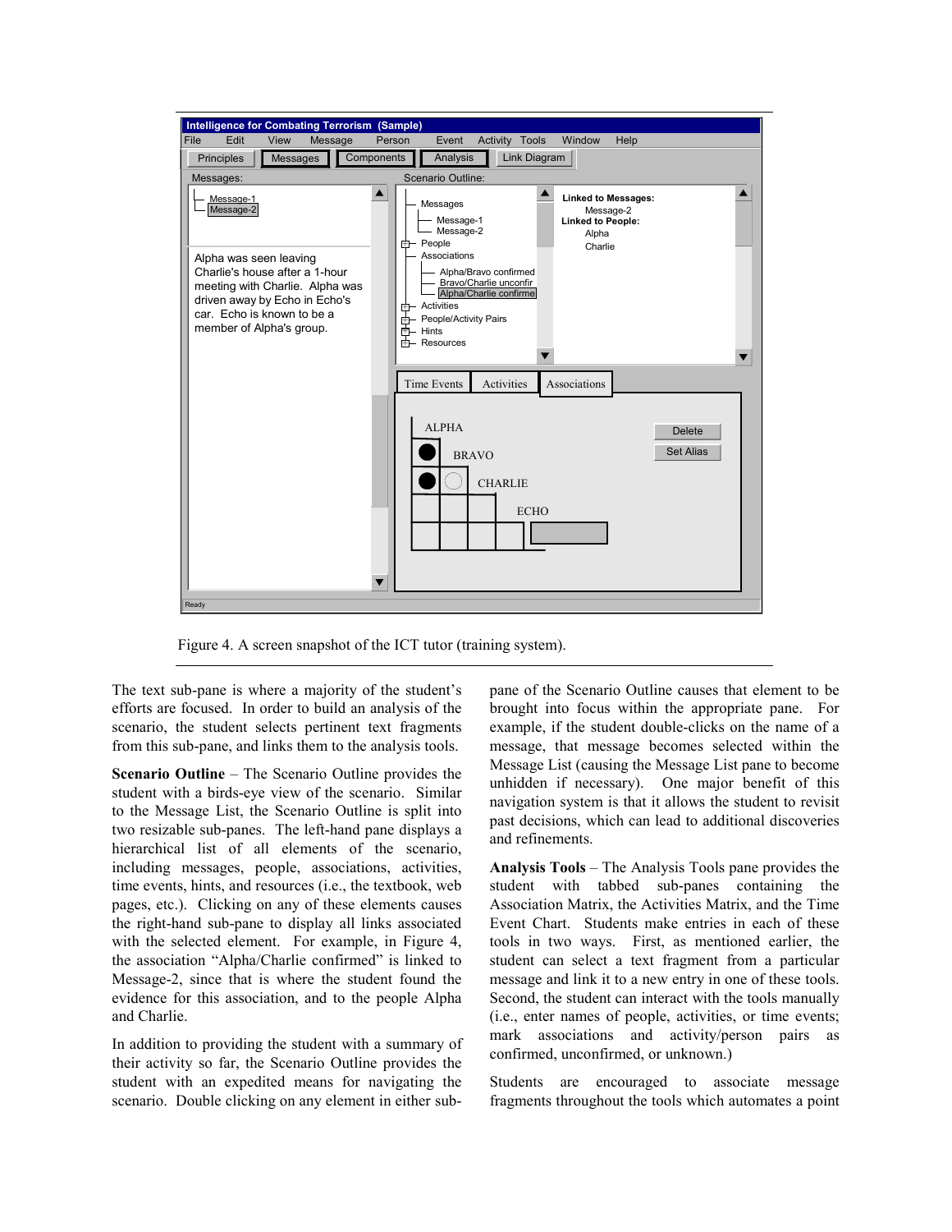Figure 4. A screen snapshot of the ICT tutor (training system).

The text sub-pane is where a majority of the student's efforts are focused. In order to build an analysis of the scenario, the student selects pertinent text fragments from this sub-pane, and links them to the analysis tools.

**Scenario Outline** – The Scenario Outline provides the student with a birds-eye view of the scenario. Similar to the Message List, the Scenario Outline is split into two resizable sub-panes. The left-hand pane displays a hierarchical list of all elements of the scenario, including messages, people, associations, activities, time events, hints, and resources (i.e., the textbook, web pages, etc.). Clicking on any of these elements causes the right-hand sub-pane to display all links associated with the selected element. For example, in Figure 4, the association "Alpha/Charlie confirmed" is linked to Message-2, since that is where the student found the evidence for this association, and to the people Alpha and Charlie.

In addition to providing the student with a summary of their activity so far, the Scenario Outline provides the student with an expedited means for navigating the scenario. Double clicking on any element in either sub-pane of the Scenario Outline causes that element to be brought into focus within the appropriate pane. For example, if the student double-clicks on the name of a message, that message becomes selected within the Message List pane (causing the Message List pane to become unhidden if necessary). One major benefit of this navigation system is that it allows the student to revisit past decisions, which can lead to additional discoveries and refinements.

**Analysis Tools** – The Analysis Tools pane provides the student with tabbed sub-panes containing the Association Matrix, the Activities Matrix, and the Time Event Chart. Students make entries in each of these tools in two ways. First, as mentioned earlier, the student can select a text fragment from a particular message and link it to a new entry in one of these tools. Second, the student can interact with the tools manually (i.e., enter names of people, activities, or time events; mark associations and activity/person pairs as confirmed, unconfirmed, or unknown.)

Students are encouraged to associate message fragments throughout the tools which automates a point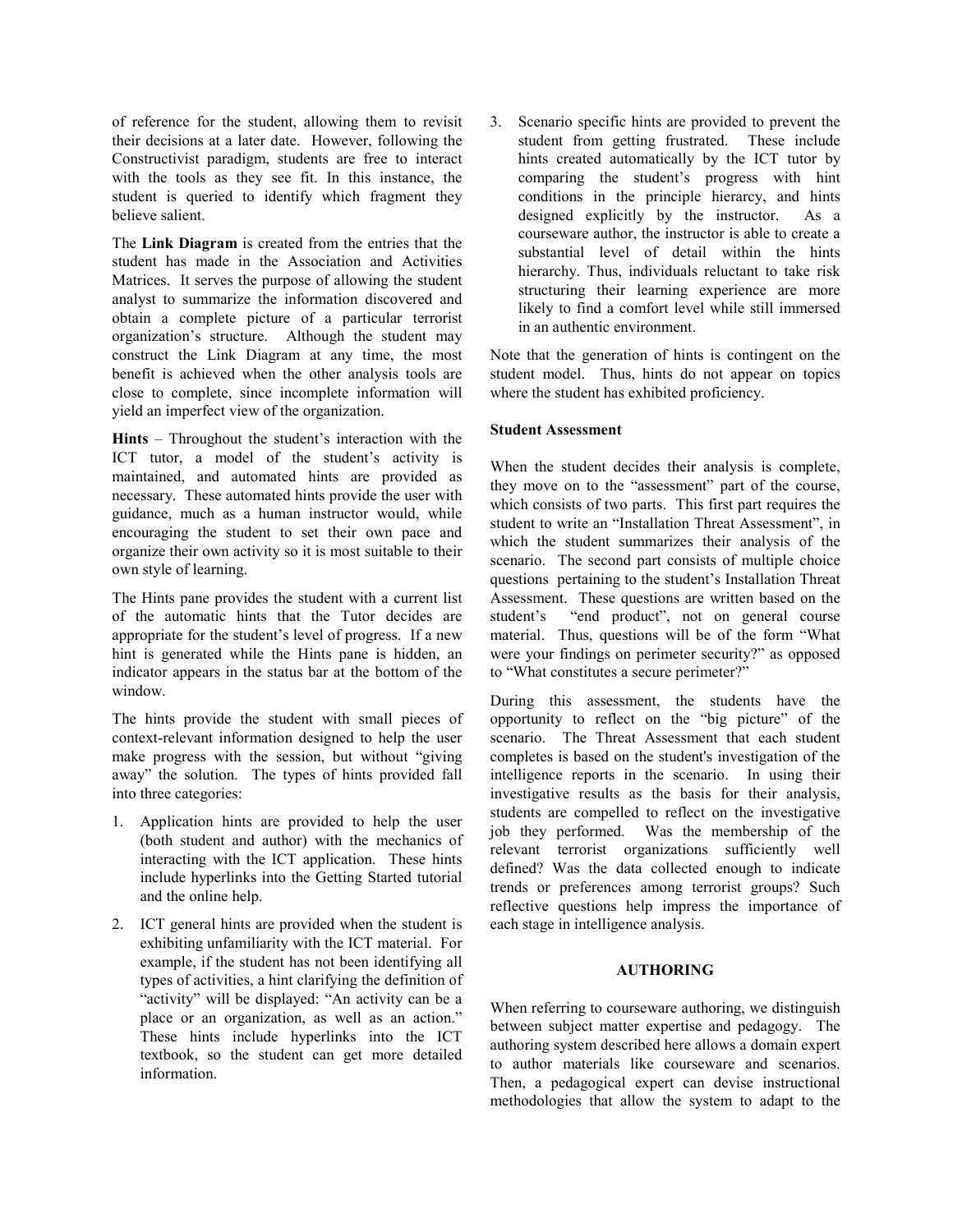of reference for the student, allowing them to revisit their decisions at a later date. However, following the Constructivist paradigm, students are free to interact with the tools as they see fit. In this instance, the student is queried to identify which fragment they believe salient.

The **Link Diagram** is created from the entries that the student has made in the Association and Activities Matrices. It serves the purpose of allowing the student analyst to summarize the information discovered and obtain a complete picture of a particular terrorist organization's structure. Although the student may construct the Link Diagram at any time, the most benefit is achieved when the other analysis tools are close to complete, since incomplete information will yield an imperfect view of the organization.

**Hints** – Throughout the student's interaction with the ICT tutor, a model of the student's activity is maintained, and automated hints are provided as necessary. These automated hints provide the user with guidance, much as a human instructor would, while encouraging the student to set their own pace and organize their own activity so it is most suitable to their own style of learning.

The Hints pane provides the student with a current list of the automatic hints that the Tutor decides are appropriate for the student's level of progress. If a new hint is generated while the Hints pane is hidden, an indicator appears in the status bar at the bottom of the window.

The hints provide the student with small pieces of context-relevant information designed to help the user make progress with the session, but without "giving away" the solution. The types of hints provided fall into three categories:

1. Application hints are provided to help the user (both student and author) with the mechanics of interacting with the ICT application. These hints include hyperlinks into the Getting Started tutorial and the online help.
2. ICT general hints are provided when the student is exhibiting unfamiliarity with the ICT material. For example, if the student has not been identifying all types of activities, a hint clarifying the definition of "activity" will be displayed: "An activity can be a place or an organization, as well as an action." These hints include hyperlinks into the ICT textbook, so the student can get more detailed information.
3. Scenario specific hints are provided to prevent the student from getting frustrated. These include hints created automatically by the ICT tutor by comparing the student's progress with hint conditions in the principle hierarcy, and hints designed explicitly by the instructor. As a courseware author, the instructor is able to create a substantial level of detail within the hints hierarchy. Thus, individuals reluctant to take risk structuring their learning experience are more likely to find a comfort level while still immersed in an authentic environment.

Note that the generation of hints is contingent on the student model. Thus, hints do not appear on topics where the student has exhibited proficiency.

**Student Assessment**

When the student decides their analysis is complete, they move on to the "assessment" part of the course, which consists of two parts. This first part requires the student to write an "Installation Threat Assessment", in which the student summarizes their analysis of the scenario. The second part consists of multiple choice questions pertaining to the student's Installation Threat Assessment. These questions are written based on the student's "end product", not on general course material. Thus, questions will be of the form "What were your findings on perimeter security?" as opposed to "What constitutes a secure perimeter?"

During this assessment, the students have the opportunity to reflect on the "big picture" of the scenario. The Threat Assessment that each student completes is based on the student's investigation of the intelligence reports in the scenario. In using their investigative results as the basis for their analysis, students are compelled to reflect on the investigative job they performed. Was the membership of the relevant terrorist organizations sufficiently well defined? Was the data collected enough to indicate trends or preferences among terrorist groups? Such reflective questions help impress the importance of each stage in intelligence analysis.

## AUTHORING

When referring to courseware authoring, we distinguish between subject matter expertise and pedagogy. The authoring system described here allows a domain expert to author materials like courseware and scenarios. Then, a pedagogical expert can devise instructional methodologies that allow the system to adapt to the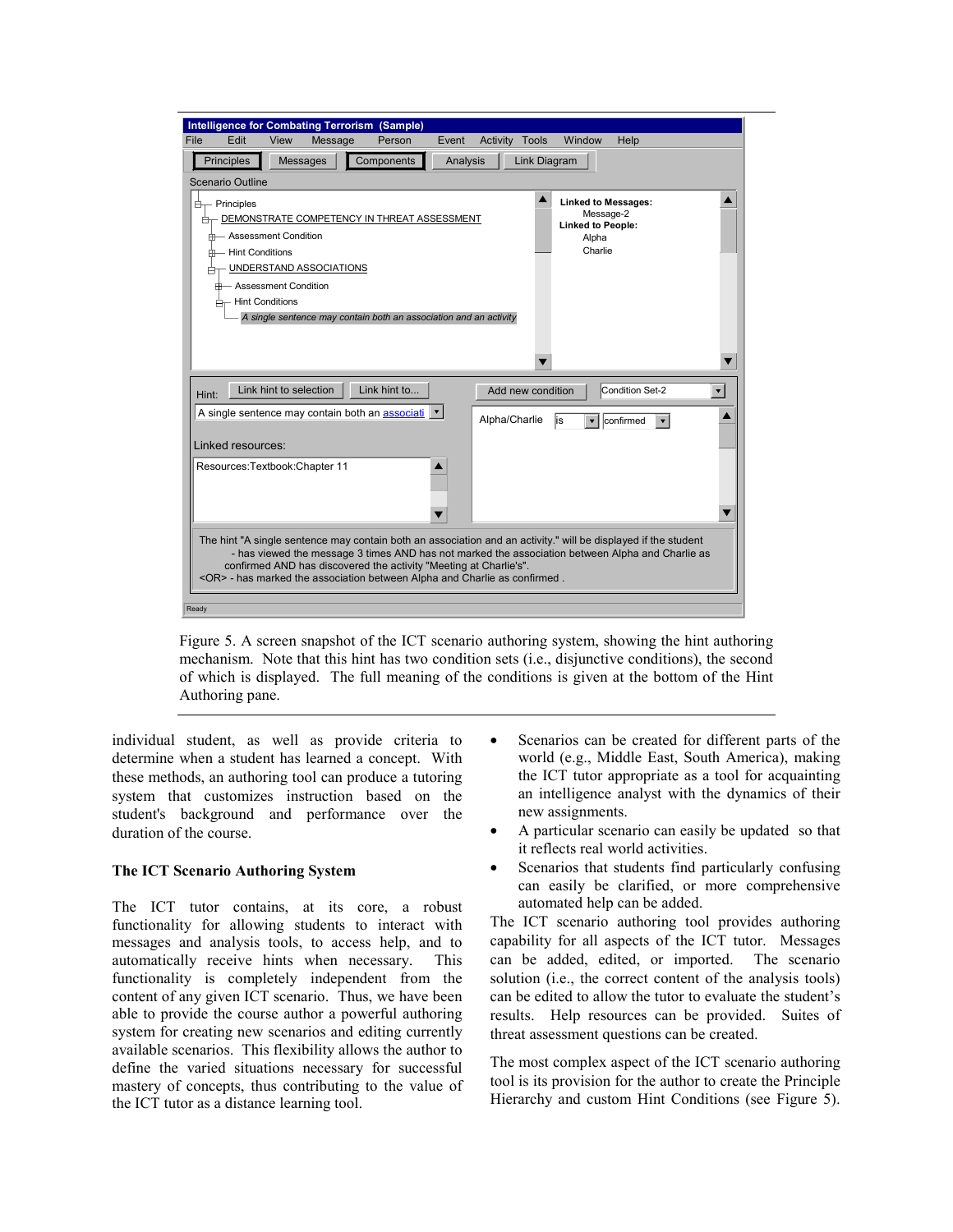Figure 5. A screen snapshot of the ICT scenario authoring system, showing the hint authoring mechanism. Note that this hint has two condition sets (i.e., disjunctive conditions), the second of which is displayed. The full meaning of the conditions is given at the bottom of the Hint Authoring pane.

individual student, as well as provide criteria to determine when a student has learned a concept. With these methods, an authoring tool can produce a tutoring system that customizes instruction based on the student's background and performance over the duration of the course.

### The ICT Scenario Authoring System

The ICT tutor contains, at its core, a robust functionality for allowing students to interact with messages and analysis tools, to access help, and to automatically receive hints when necessary. This functionality is completely independent from the content of any given ICT scenario. Thus, we have been able to provide the course author a powerful authoring system for creating new scenarios and editing currently available scenarios. This flexibility allows the author to define the varied situations necessary for successful mastery of concepts, thus contributing to the value of the ICT tutor as a distance learning tool.

- Scenarios can be created for different parts of the world (e.g., Middle East, South America), making the ICT tutor appropriate as a tool for acquainting an intelligence analyst with the dynamics of their new assignments.
- A particular scenario can easily be updated so that it reflects real world activities.
- Scenarios that students find particularly confusing can easily be clarified, or more comprehensive automated help can be added.

The ICT scenario authoring tool provides authoring capability for all aspects of the ICT tutor. Messages can be added, edited, or imported. The scenario solution (i.e., the correct content of the analysis tools) can be edited to allow the tutor to evaluate the student's results. Help resources can be provided. Suites of threat assessment questions can be created.

The most complex aspect of the ICT scenario authoring tool is its provision for the author to create the Principle Hierarchy and custom Hint Conditions (see Figure 5).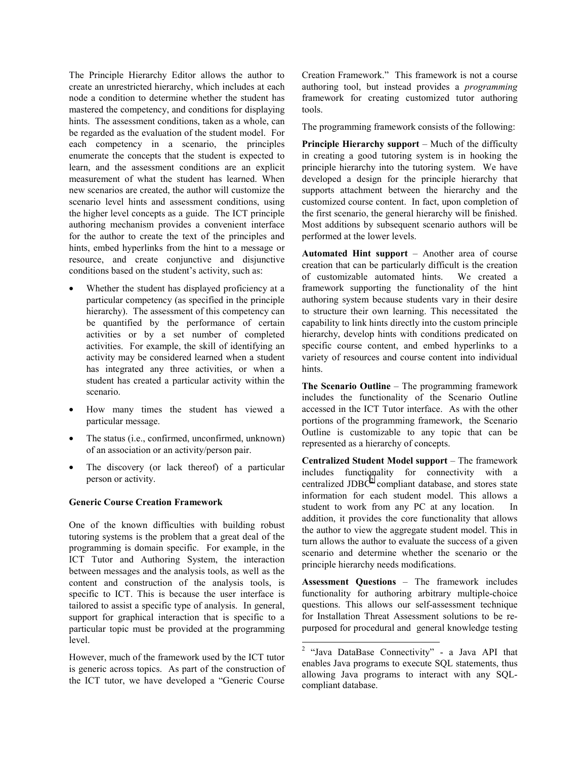The Principle Hierarchy Editor allows the author to create an unrestricted hierarchy, which includes at each node a condition to determine whether the student has mastered the competency, and conditions for displaying hints. The assessment conditions, taken as a whole, can be regarded as the evaluation of the student model. For each competency in a scenario, the principles enumerate the concepts that the student is expected to learn, and the assessment conditions are an explicit measurement of what the student has learned. When new scenarios are created, the author will customize the scenario level hints and assessment conditions, using the higher level concepts as a guide. The ICT principle authoring mechanism provides a convenient interface for the author to create the text of the principles and hints, embed hyperlinks from the hint to a message or resource, and create conjunctive and disjunctive conditions based on the student's activity, such as:

- Whether the student has displayed proficiency at a particular competency (as specified in the principle hierarchy). The assessment of this competency can be quantified by the performance of certain activities or by a set number of completed activities. For example, the skill of identifying an activity may be considered learned when a student has integrated any three activities, or when a student has created a particular activity within the scenario.
- How many times the student has viewed a particular message.
- The status (i.e., confirmed, unconfirmed, unknown) of an association or an activity/person pair.
- The discovery (or lack thereof) of a particular person or activity.

**Generic Course Creation Framework**

One of the known difficulties with building robust tutoring systems is the problem that a great deal of the programming is domain specific. For example, in the ICT Tutor and Authoring System, the interaction between messages and the analysis tools, as well as the content and construction of the analysis tools, is specific to ICT. This is because the user interface is tailored to assist a specific type of analysis. In general, support for graphical interaction that is specific to a particular topic must be provided at the programming level.

However, much of the framework used by the ICT tutor is generic across topics. As part of the construction of the ICT tutor, we have developed a "Generic Course Creation Framework." This framework is not a course authoring tool, but instead provides a *programming* framework for creating customized tutor authoring tools.

The programming framework consists of the following:

**Principle Hierarchy support** – Much of the difficulty in creating a good tutoring system is in hooking the principle hierarchy into the tutoring system. We have developed a design for the principle hierarchy that supports attachment between the hierarchy and the customized course content. In fact, upon completion of the first scenario, the general hierarchy will be finished. Most additions by subsequent scenario authors will be performed at the lower levels.

**Automated Hint support** – Another area of course creation that can be particularly difficult is the creation of customizable automated hints. We created a framework supporting the functionality of the hint authoring system because students vary in their desire to structure their own learning. This necessitated the capability to link hints directly into the custom principle hierarchy, develop hints with conditions predicated on specific course content, and embed hyperlinks to a variety of resources and course content into individual hints.

**The Scenario Outline** – The programming framework includes the functionality of the Scenario Outline accessed in the ICT Tutor interface. As with the other portions of the programming framework, the Scenario Outline is customizable to any topic that can be represented as a hierarchy of concepts.

**Centralized Student Model support** – The framework includes functionality for connectivity with a centralized JDBC[2] compliant database, and stores state information for each student model. This allows a student to work from any PC at any location. In addition, it provides the core functionality that allows the author to view the aggregate student model. This in turn allows the author to evaluate the success of a given scenario and determine whether the scenario or the principle hierarchy needs modifications.

**Assessment Questions** – The framework includes functionality for authoring arbitrary multiple-choice questions. This allows our self-assessment technique for Installation Threat Assessment solutions to be re-purposed for procedural and general knowledge testing

[2] "Java DataBase Connectivity" - a Java API that enables Java programs to execute SQL statements, thus allowing Java programs to interact with any SQL-compliant database.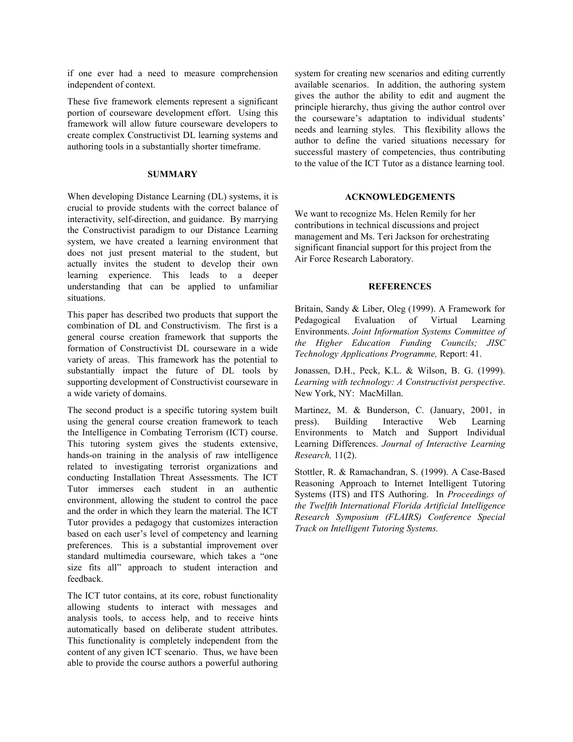if one ever had a need to measure comprehension independent of context.

These five framework elements represent a significant portion of courseware development effort. Using this framework will allow future courseware developers to create complex Constructivist DL learning systems and authoring tools in a substantially shorter timeframe.

## SUMMARY

When developing Distance Learning (DL) systems, it is crucial to provide students with the correct balance of interactivity, self-direction, and guidance. By marrying the Constructivist paradigm to our Distance Learning system, we have created a learning environment that does not just present material to the student, but actually invites the student to develop their own learning experience. This leads to a deeper understanding that can be applied to unfamiliar situations.

This paper has described two products that support the combination of DL and Constructivism. The first is a general course creation framework that supports the formation of Constructivist DL courseware in a wide variety of areas. This framework has the potential to substantially impact the future of DL tools by supporting development of Constructivist courseware in a wide variety of domains.

The second product is a specific tutoring system built using the general course creation framework to teach the Intelligence in Combating Terrorism (ICT) course. This tutoring system gives the students extensive, hands-on training in the analysis of raw intelligence related to investigating terrorist organizations and conducting Installation Threat Assessments. The ICT Tutor immerses each student in an authentic environment, allowing the student to control the pace and the order in which they learn the material. The ICT Tutor provides a pedagogy that customizes interaction based on each user's level of competency and learning preferences. This is a substantial improvement over standard multimedia courseware, which takes a "one size fits all" approach to student interaction and feedback.

The ICT tutor contains, at its core, robust functionality allowing students to interact with messages and analysis tools, to access help, and to receive hints automatically based on deliberate student attributes. This functionality is completely independent from the content of any given ICT scenario. Thus, we have been able to provide the course authors a powerful authoring system for creating new scenarios and editing currently available scenarios. In addition, the authoring system gives the author the ability to edit and augment the principle hierarchy, thus giving the author control over the courseware's adaptation to individual students' needs and learning styles. This flexibility allows the author to define the varied situations necessary for successful mastery of competencies, thus contributing to the value of the ICT Tutor as a distance learning tool.

## ACKNOWLEDGEMENTS

We want to recognize Ms. Helen Remily for her contributions in technical discussions and project management and Ms. Teri Jackson for orchestrating significant financial support for this project from the Air Force Research Laboratory.

## REFERENCES

Britain, Sandy & Liber, Oleg (1999). A Framework for Pedagogical Evaluation of Virtual Learning Environments. *Joint Information Systems Committee of the Higher Education Funding Councils; JISC Technology Applications Programme,* Report: 41.

Jonassen, D.H., Peck, K.L. & Wilson, B. G. (1999). *Learning with technology: A Constructivist perspective*. New York, NY: MacMillan.

Martinez, M. & Bunderson, C. (January, 2001, in press). Building Interactive Web Learning Environments to Match and Support Individual Learning Differences. *Journal of Interactive Learning Research,* 11(2).

Stottler, R. & Ramachandran, S. (1999). A Case-Based Reasoning Approach to Internet Intelligent Tutoring Systems (ITS) and ITS Authoring. In *Proceedings of the Twelfth International Florida Artificial Intelligence Research Symposium (FLAIRS) Conference Special Track on Intelligent Tutoring Systems.*